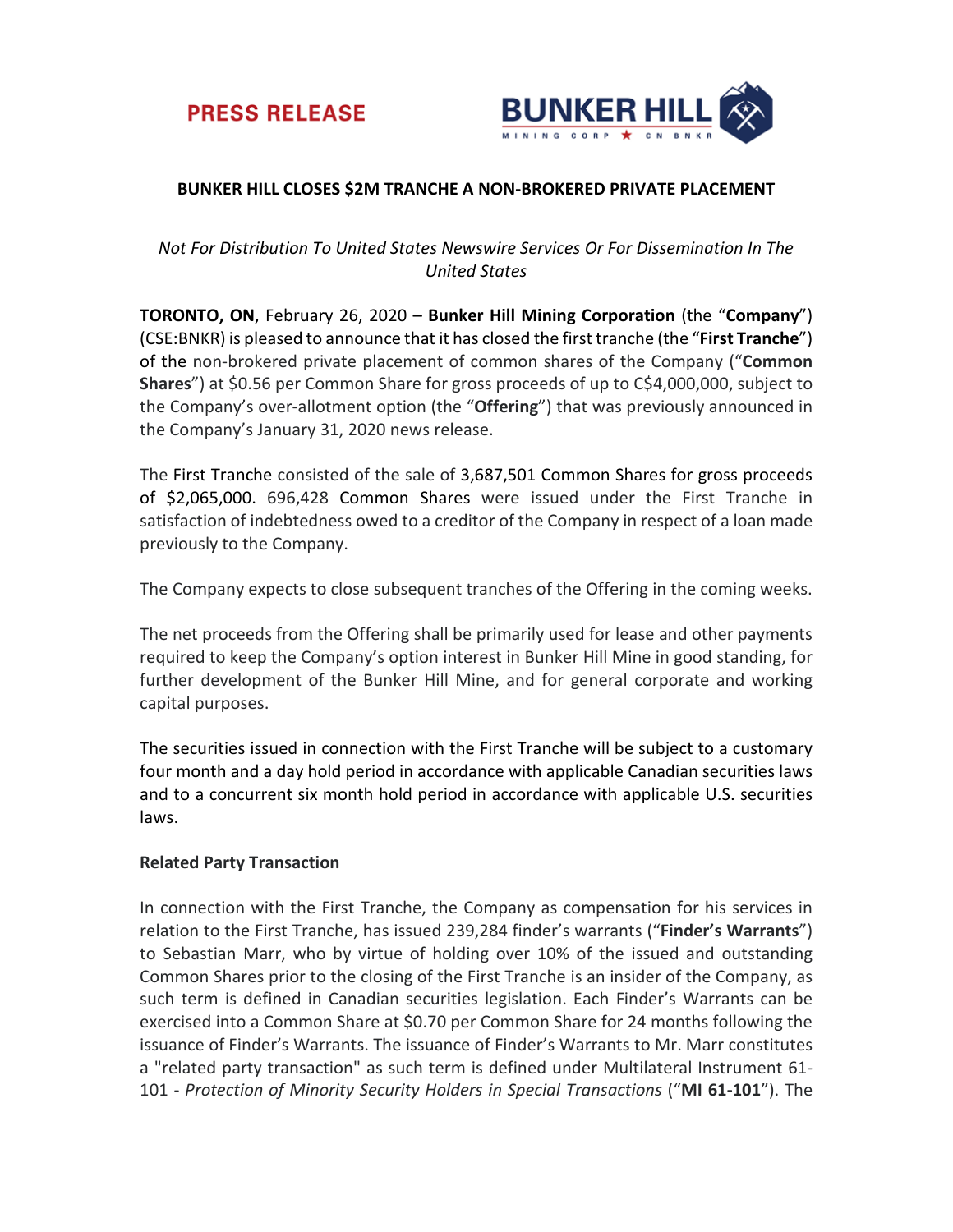PRESS RELEASE

**BUNKER HILL**
MINING CORP ★ CN BNKR

# BUNKER HILL CLOSES $2M TRANCHE A NON-BROKERED PRIVATE PLACEMENT

*Not For Distribution To United States Newswire Services Or For Dissemination In The United States*

**TORONTO, ON**, February 26, 2020 – **Bunker Hill Mining Corporation** (the "**Company**") (CSE:BNKR) is pleased to announce that it has closed the first tranche (the "**First Tranche**") of the non-brokered private placement of common shares of the Company ("**Common Shares**") at $0.56 per Common Share for gross proceeds of up to C$4,000,000, subject to the Company's over-allotment option (the "**Offering**") that was previously announced in the Company's January 31, 2020 news release.

The First Tranche consisted of the sale of 3,687,501 Common Shares for gross proceeds of $2,065,000. 696,428 Common Shares were issued under the First Tranche in satisfaction of indebtedness owed to a creditor of the Company in respect of a loan made previously to the Company.

The Company expects to close subsequent tranches of the Offering in the coming weeks.

The net proceeds from the Offering shall be primarily used for lease and other payments required to keep the Company's option interest in Bunker Hill Mine in good standing, for further development of the Bunker Hill Mine, and for general corporate and working capital purposes.

The securities issued in connection with the First Tranche will be subject to a customary four month and a day hold period in accordance with applicable Canadian securities laws and to a concurrent six month hold period in accordance with applicable U.S. securities laws.

**Related Party Transaction**

In connection with the First Tranche, the Company as compensation for his services in relation to the First Tranche, has issued 239,284 finder's warrants ("**Finder's Warrants**") to Sebastian Marr, who by virtue of holding over 10% of the issued and outstanding Common Shares prior to the closing of the First Tranche is an insider of the Company, as such term is defined in Canadian securities legislation. Each Finder's Warrants can be exercised into a Common Share at $0.70 per Common Share for 24 months following the issuance of Finder's Warrants. The issuance of Finder's Warrants to Mr. Marr constitutes a "related party transaction" as such term is defined under Multilateral Instrument 61-101 - *Protection of Minority Security Holders in Special Transactions* ("**MI 61-101**"). The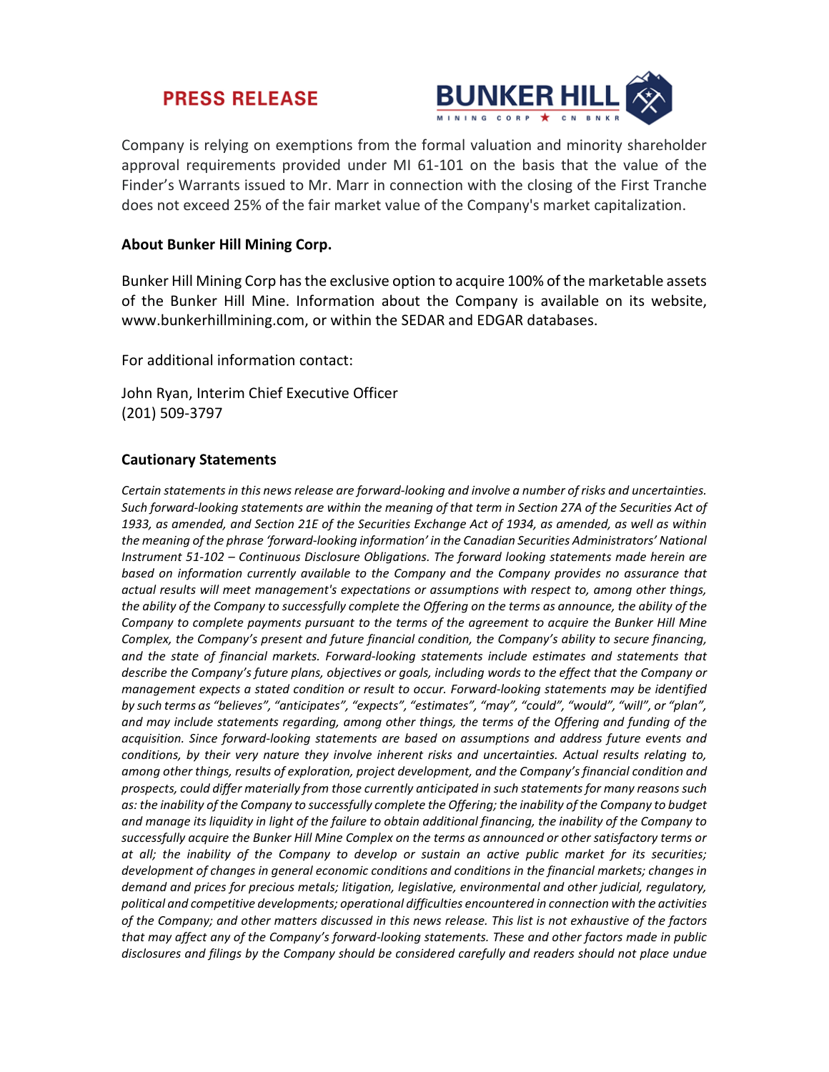Company is relying on exemptions from the formal valuation and minority shareholder approval requirements provided under MI 61-101 on the basis that the value of the Finder's Warrants issued to Mr. Marr in connection with the closing of the First Tranche does not exceed 25% of the fair market value of the Company's market capitalization.

**About Bunker Hill Mining Corp.**

Bunker Hill Mining Corp has the exclusive option to acquire 100% of the marketable assets of the Bunker Hill Mine. Information about the Company is available on its website, www.bunkerhillmining.com, or within the SEDAR and EDGAR databases.

For additional information contact:

John Ryan, Interim Chief Executive Officer
(201) 509-3797

**Cautionary Statements**

*Certain statements in this news release are forward-looking and involve a number of risks and uncertainties. Such forward-looking statements are within the meaning of that term in Section 27A of the Securities Act of 1933, as amended, and Section 21E of the Securities Exchange Act of 1934, as amended, as well as within the meaning of the phrase 'forward-looking information' in the Canadian Securities Administrators' National Instrument 51-102 – Continuous Disclosure Obligations. The forward looking statements made herein are based on information currently available to the Company and the Company provides no assurance that actual results will meet management's expectations or assumptions with respect to, among other things, the ability of the Company to successfully complete the Offering on the terms as announce, the ability of the Company to complete payments pursuant to the terms of the agreement to acquire the Bunker Hill Mine Complex, the Company's present and future financial condition, the Company's ability to secure financing, and the state of financial markets. Forward-looking statements include estimates and statements that describe the Company's future plans, objectives or goals, including words to the effect that the Company or management expects a stated condition or result to occur. Forward-looking statements may be identified by such terms as "believes", "anticipates", "expects", "estimates", "may", "could", "would", "will", or "plan", and may include statements regarding, among other things, the terms of the Offering and funding of the acquisition. Since forward-looking statements are based on assumptions and address future events and conditions, by their very nature they involve inherent risks and uncertainties. Actual results relating to, among other things, results of exploration, project development, and the Company's financial condition and prospects, could differ materially from those currently anticipated in such statements for many reasons such as: the inability of the Company to successfully complete the Offering; the inability of the Company to budget and manage its liquidity in light of the failure to obtain additional financing, the inability of the Company to successfully acquire the Bunker Hill Mine Complex on the terms as announced or other satisfactory terms or at all; the inability of the Company to develop or sustain an active public market for its securities; development of changes in general economic conditions and conditions in the financial markets; changes in demand and prices for precious metals; litigation, legislative, environmental and other judicial, regulatory, political and competitive developments; operational difficulties encountered in connection with the activities of the Company; and other matters discussed in this news release. This list is not exhaustive of the factors that may affect any of the Company's forward-looking statements. These and other factors made in public disclosures and filings by the Company should be considered carefully and readers should not place undue*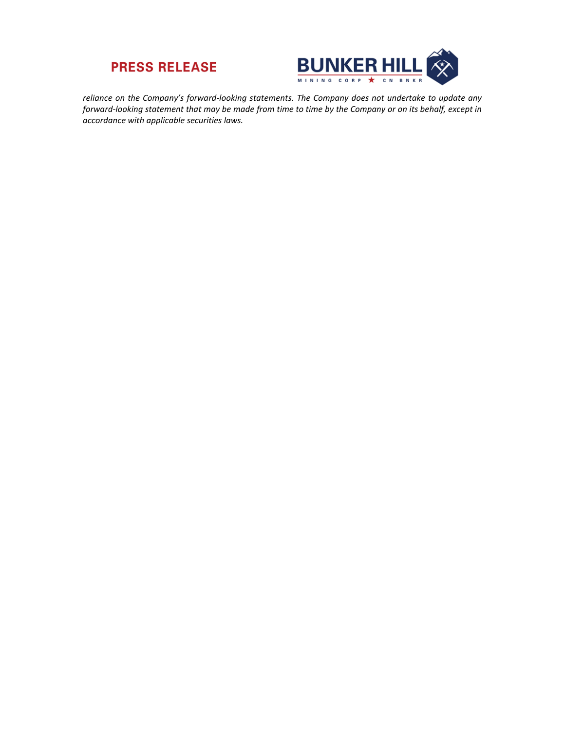*reliance on the Company's forward-looking statements. The Company does not undertake to update any forward-looking statement that may be made from time to time by the Company or on its behalf, except in accordance with applicable securities laws.*